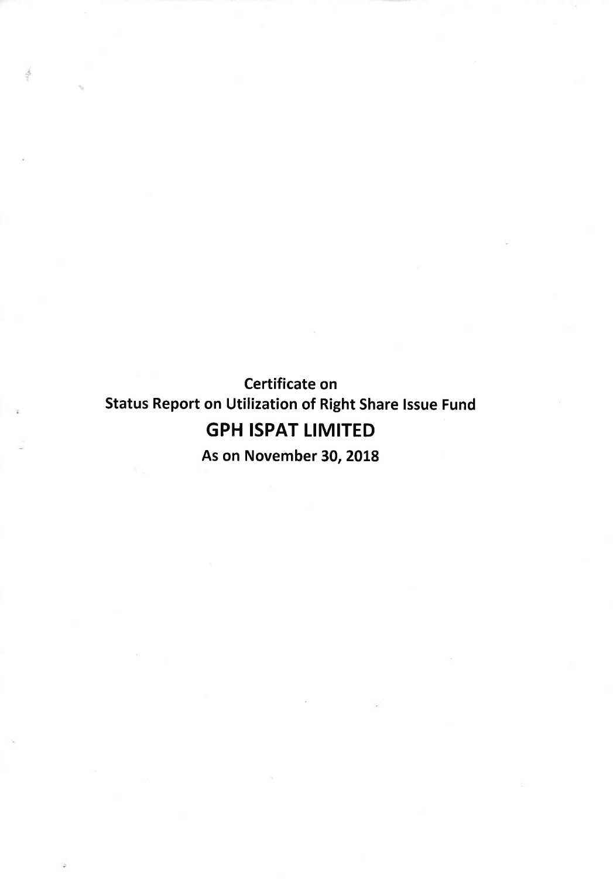**Certificate on**

**Status Report on Utilization of Right Share Issue Fund**

# GPH ISPAT LIMITED

**As on November 30, 2018**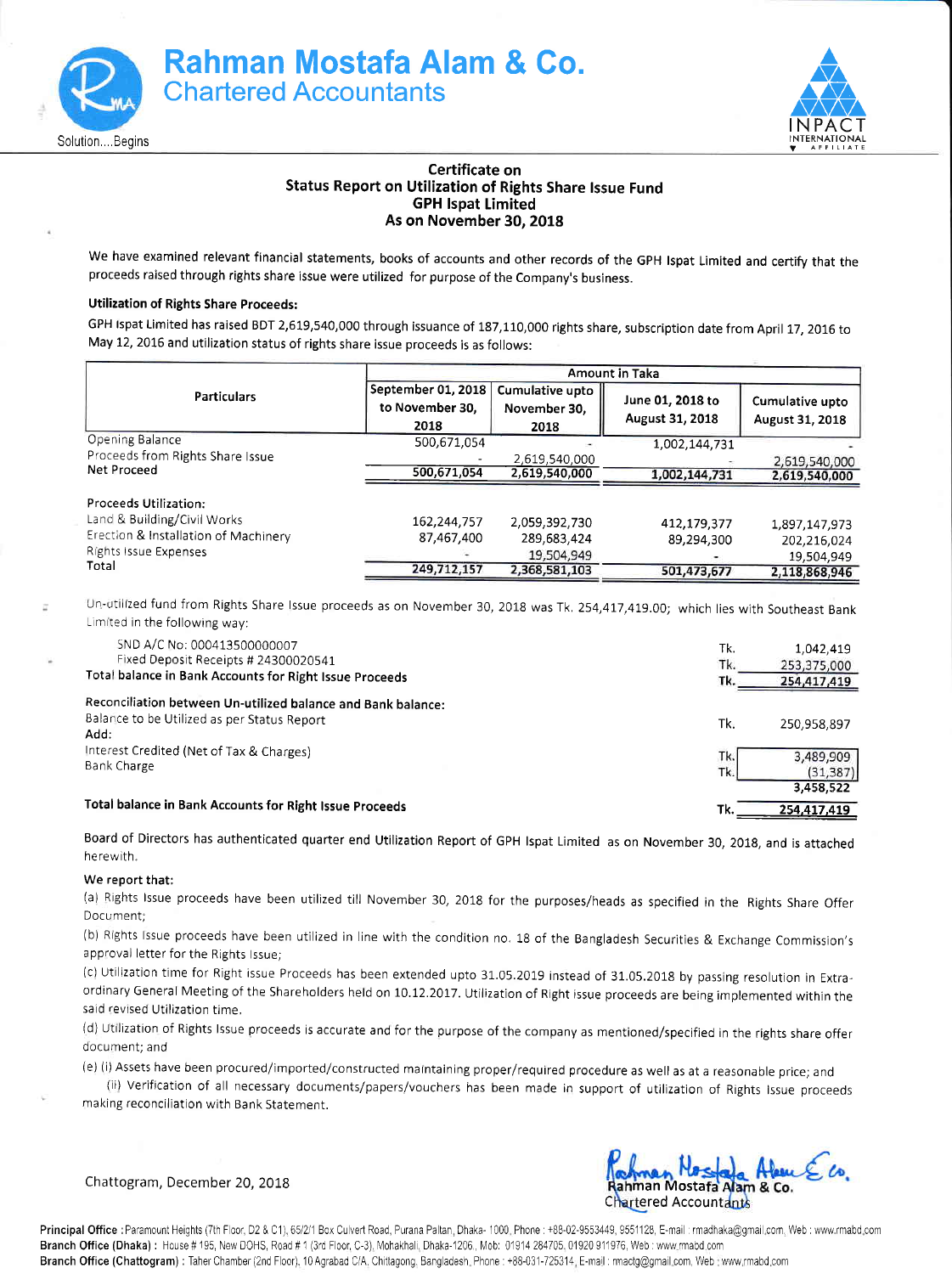# Rahman Mostafa Alam & Co.
## Chartered Accountants

Solution....Begins

INPACT INTERNATIONAL AFFILIATE

### Certificate on
### Status Report on Utilization of Rights Share Issue Fund
### GPH Ispat Limited
### As on November 30, 2018

We have examined relevant financial statements, books of accounts and other records of the GPH Ispat Limited and certify that the proceeds raised through rights share issue were utilized for purpose of the Company's business.

**Utilization of Rights Share Proceeds:**

GPH Ispat Limited has raised BDT 2,619,540,000 through issuance of 187,110,000 rights share, subscription date from April 17, 2016 to May 12, 2016 and utilization status of rights share issue proceeds is as follows:

| Particulars | Amount in Taka | | | |
|---|---|---|---|---|
| | September 01, 2018 to November 30, 2018 | Cumulative upto November 30, 2018 | June 01, 2018 to August 31, 2018 | Cumulative upto August 31, 2018 |
| Opening Balance | 500,671,054 | - | 1,002,144,731 | - |
| Proceeds from Rights Share Issue | - | 2,619,540,000 | - | 2,619,540,000 |
| Net Proceed | 500,671,054 | 2,619,540,000 | 1,002,144,731 | 2,619,540,000 |
| **Proceeds Utilization:** | | | | |
| Land & Building/Civil Works | 162,244,757 | 2,059,392,730 | 412,179,377 | 1,897,147,973 |
| Erection & Installation of Machinery | 87,467,400 | 289,683,424 | 89,294,300 | 202,216,024 |
| Rights Issue Expenses | - | 19,504,949 | - | 19,504,949 |
| Total | 249,712,157 | 2,368,581,103 | 501,473,677 | 2,118,868,946 |

Un-utilized fund from Rights Share Issue proceeds as on November 30, 2018 was Tk. 254,417,419.00; which lies with Southeast Bank Limited in the following way:

| | | |
|---|---|---|
| SND A/C No: 000413500000007 | Tk. | 1,042,419 |
| Fixed Deposit Receipts # 24300020541 | Tk. | 253,375,000 |
| **Total balance in Bank Accounts for Right Issue Proceeds** | **Tk.** | **254,417,419** |

**Reconciliation between Un-utilized balance and Bank balance:**

| | | |
|---|---|---|
| Balance to be Utilized as per Status Report | Tk. | 250,958,897 |
| Add: | | |
| Interest Credited (Net of Tax & Charges) | Tk. | 3,489,909 |
| Bank Charge | Tk. | (31,387) |
| | | 3,458,522 |
| **Total balance in Bank Accounts for Right Issue Proceeds** | **Tk.** | **254,417,419** |

Board of Directors has authenticated quarter end Utilization Report of GPH Ispat Limited as on November 30, 2018, and is attached herewith.

**We report that:**

(a) Rights Issue proceeds have been utilized till November 30, 2018 for the purposes/heads as specified in the Rights Share Offer Document;

(b) Rights Issue proceeds have been utilized in line with the condition no. 18 of the Bangladesh Securities & Exchange Commission's approval letter for the Rights Issue;

(c) Utilization time for Right issue Proceeds has been extended upto 31.05.2019 instead of 31.05.2018 by passing resolution in Extra-ordinary General Meeting of the Shareholders held on 10.12.2017. Utilization of Right issue proceeds are being implemented within the said revised Utilization time.

(d) Utilization of Rights Issue proceeds is accurate and for the purpose of the company as mentioned/specified in the rights share offer document; and

(e) (i) Assets have been procured/imported/constructed maintaining proper/required procedure as well as at a reasonable price; and

(ii) Verification of all necessary documents/papers/vouchers has been made in support of utilization of Rights Issue proceeds making reconciliation with Bank Statement.

Chattogram, December 20, 2018

Rahman Mostafa Alam & Co.
Chartered Accountants

**Principal Office :** Paramount Heights (7th Floor, D2 & C1), 65/2/1 Box Culvert Road, Purana Paltan, Dhaka- 1000, Phone : +88-02-9553449, 9551128, E-mail : rmadhaka@gmail.com, Web : www.rmabd.com
**Branch Office (Dhaka) :** House # 195, New DOHS, Road # 1 (3rd Floor, C-3), Mohakhali, Dhaka-1206., Mob: 01914 284705, 01920 911976, Web : www.rmabd.com
**Branch Office (Chattogram) :** Taher Chamber (2nd Floor), 10 Agrabad C/A, Chittagong, Bangladesh, Phone : +88-031-725314, E-mail : rmactg@gmail.com, Web : www.rmabd.com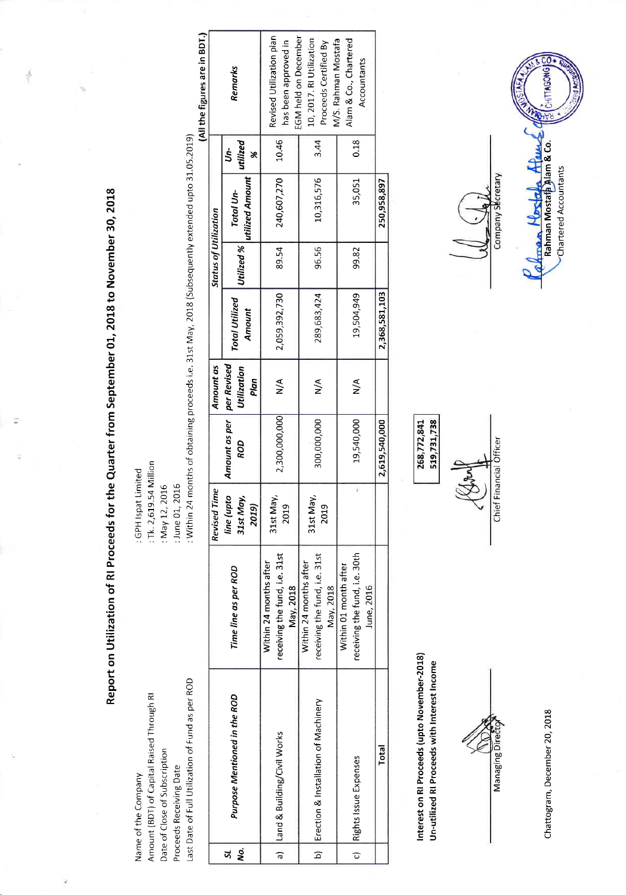# Report on Utilization of RI Proceeds for the Quarter from September 01, 2018 to November 30, 2018

Name of the Company : GPH Ispat Limited
Amount (BDT) of Capital Raised Through RI : Tk. 2,619.54 Million
Date of Close of Subscription : May 12, 2016
Proceeds Receiving Date : June 01, 2016
Last Date of Full Utilization of Fund as per ROD : Within 24 months of obtaining proceeds i.e. 31st May, 2018 (Subsequently extended upto 31.05.2019)

(All the figures are in BDT.)

| *Sl No.* | *Purpose Mentioned in the ROD* | *Time line as per ROD* | *Revised Time line (upto 31st May, 2019)* | *Amount as per ROD* | *Amount as per Revised Utilization Plan* | *Status of Utilization* | | | | *Remarks* |
|---|---|---|---|---|---|---|---|---|---|---|
| | | | | | | *Total Utilized Amount* | *Utilized %* | *Total Un-utilized Amount* | *Un-utilized %* | |
| a) | Land & Building/Civil Works | Within 24 months after receiving the fund, i.e. 31st May, 2018 | 31st May, 2019 | 2,300,000,000 | N/A | 2,059,392,730 | 89.54 | 240,607,270 | 10.46 | Revised Utilization plan has been approved in EGM held on December 10, 2017. RI Utilization Proceeds Certified By M/S. Rahman Mostafa Alam & Co., Chartered Accountants |
| b) | Erection & Installation of Machinery | Within 24 months after receiving the fund, i.e. 31st May, 2018 | 31st May, 2019 | 300,000,000 | N/A | 289,683,424 | 96.56 | 10,316,576 | 3.44 | |
| c) | Rights Issue Expenses | Within 01 month after receiving the fund, i.e. 30th June, 2016 | - | 19,540,000 | N/A | 19,504,949 | 99.82 | 35,051 | 0.18 | |
| | **Total** | | | 2,619,540,000 | | 2,368,581,103 | | 250,958,897 | | |

| | |
|---|---|
| **Interest on RI Proceeds (upto November-2018)** | **268,772,841** |
| **Un-utilized RI Proceeds with Interest Income** | **519,731,738** |

Managing Director

Chief Financial Officer

Company Secretary

Rahman Mostafa Alam & Co.
Chartered Accountants

Chattogram, December 20, 2018